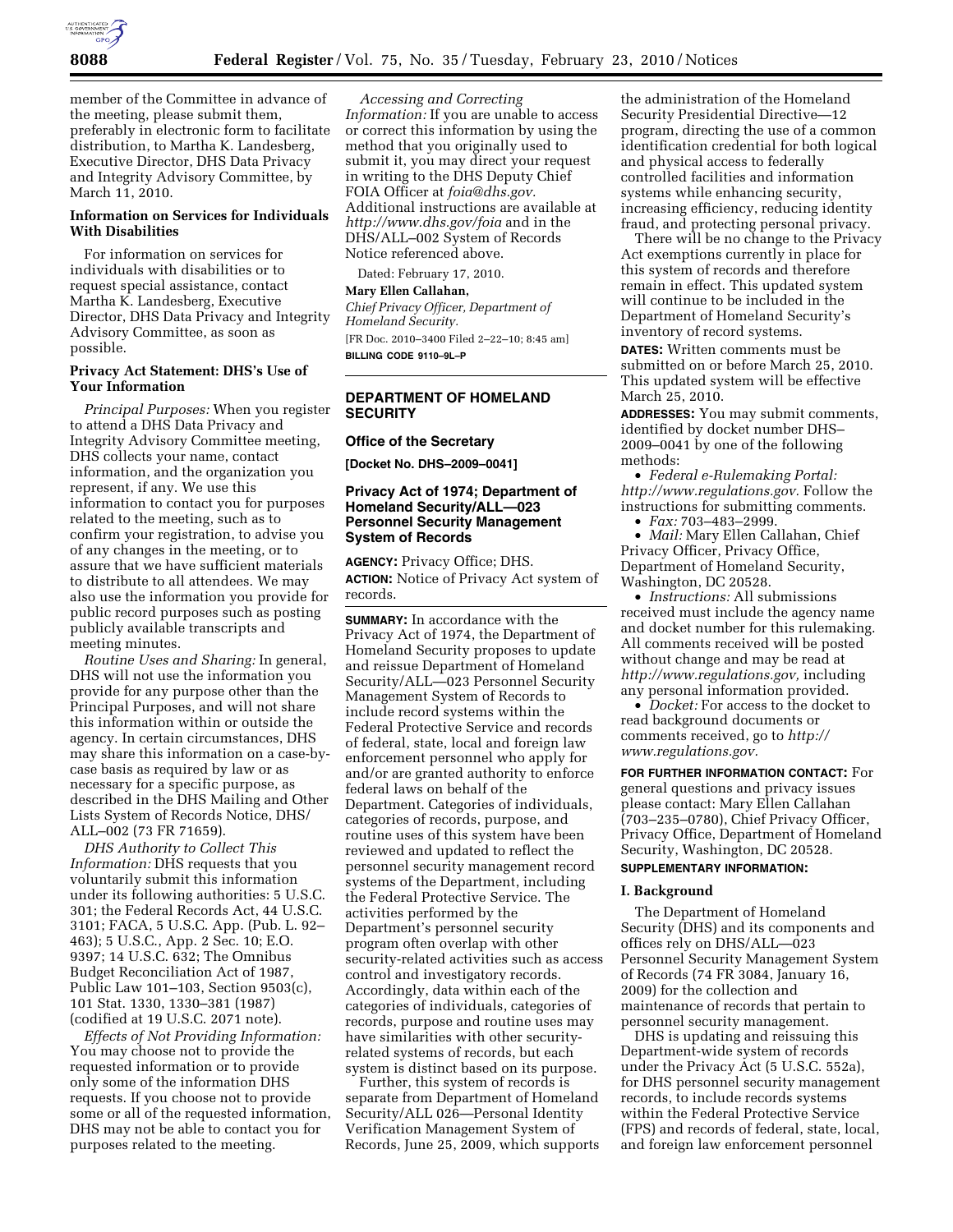member of the Committee in advance of the meeting, please submit them, preferably in electronic form to facilitate distribution, to Martha K. Landesberg, Executive Director, DHS Data Privacy and Integrity Advisory Committee, by March 11, 2010.

### Information on Services for Individuals With Disabilities

For information on services for individuals with disabilities or to request special assistance, contact Martha K. Landesberg, Executive Director, DHS Data Privacy and Integrity Advisory Committee, as soon as possible.

### Privacy Act Statement: DHS's Use of Your Information

*Principal Purposes:* When you register to attend a DHS Data Privacy and Integrity Advisory Committee meeting, DHS collects your name, contact information, and the organization you represent, if any. We use this information to contact you for purposes related to the meeting, such as to confirm your registration, to advise you of any changes in the meeting, or to assure that we have sufficient materials to distribute to all attendees. We may also use the information you provide for public record purposes such as posting publicly available transcripts and meeting minutes.

*Routine Uses and Sharing:* In general, DHS will not use the information you provide for any purpose other than the Principal Purposes, and will not share this information within or outside the agency. In certain circumstances, DHS may share this information on a case-by-case basis as required by law or as necessary for a specific purpose, as described in the DHS Mailing and Other Lists System of Records Notice, DHS/ALL–002 (73 FR 71659).

*DHS Authority to Collect This Information:* DHS requests that you voluntarily submit this information under its following authorities: 5 U.S.C. 301; the Federal Records Act, 44 U.S.C. 3101; FACA, 5 U.S.C. App. (Pub. L. 92–463); 5 U.S.C., App. 2 Sec. 10; E.O. 9397; 14 U.S.C. 632; The Omnibus Budget Reconciliation Act of 1987, Public Law 101–103, Section 9503(c), 101 Stat. 1330, 1330–381 (1987) (codified at 19 U.S.C. 2071 note).

*Effects of Not Providing Information:* You may choose not to provide the requested information or to provide only some of the information DHS requests. If you choose not to provide some or all of the requested information, DHS may not be able to contact you for purposes related to the meeting.

*Accessing and Correcting Information:* If you are unable to access or correct this information by using the method that you originally used to submit it, you may direct your request in writing to the DHS Deputy Chief FOIA Officer at *foia@dhs.gov.* Additional instructions are available at *http://www.dhs.gov/foia* and in the DHS/ALL–002 System of Records Notice referenced above.

Dated: February 17, 2010.

**Mary Ellen Callahan,**

*Chief Privacy Officer, Department of Homeland Security.*

[FR Doc. 2010–3400 Filed 2–22–10; 8:45 am]

**BILLING CODE 9110–9L–P**

---

## DEPARTMENT OF HOMELAND SECURITY

### Office of the Secretary

**[Docket No. DHS–2009–0041]**

### Privacy Act of 1974; Department of Homeland Security/ALL—023 Personnel Security Management System of Records

**AGENCY:** Privacy Office; DHS.

**ACTION:** Notice of Privacy Act system of records.

**SUMMARY:** In accordance with the Privacy Act of 1974, the Department of Homeland Security proposes to update and reissue Department of Homeland Security/ALL—023 Personnel Security Management System of Records to include record systems within the Federal Protective Service and records of federal, state, local and foreign law enforcement personnel who apply for and/or are granted authority to enforce federal laws on behalf of the Department. Categories of individuals, categories of records, purpose, and routine uses of this system have been reviewed and updated to reflect the personnel security management record systems of the Department, including the Federal Protective Service. The activities performed by the Department's personnel security program often overlap with other security-related activities such as access control and investigatory records. Accordingly, data within each of the categories of individuals, categories of records, purpose and routine uses may have similarities with other security-related systems of records, but each system is distinct based on its purpose.

Further, this system of records is separate from Department of Homeland Security/ALL 026—Personal Identity Verification Management System of Records, June 25, 2009, which supports the administration of the Homeland Security Presidential Directive—12 program, directing the use of a common identification credential for both logical and physical access to federally controlled facilities and information systems while enhancing security, increasing efficiency, reducing identity fraud, and protecting personal privacy.

There will be no change to the Privacy Act exemptions currently in place for this system of records and therefore remain in effect. This updated system will continue to be included in the Department of Homeland Security's inventory of record systems.

**DATES:** Written comments must be submitted on or before March 25, 2010. This updated system will be effective March 25, 2010.

**ADDRESSES:** You may submit comments, identified by docket number DHS–2009–0041 by one of the following methods:

- *Federal e-Rulemaking Portal: http://www.regulations.gov.* Follow the instructions for submitting comments.
- *Fax:* 703–483–2999.
- *Mail:* Mary Ellen Callahan, Chief Privacy Officer, Privacy Office, Department of Homeland Security, Washington, DC 20528.
- *Instructions:* All submissions received must include the agency name and docket number for this rulemaking. All comments received will be posted without change and may be read at *http://www.regulations.gov,* including any personal information provided.
- *Docket:* For access to the docket to read background documents or comments received, go to *http://www.regulations.gov.*

**FOR FURTHER INFORMATION CONTACT:** For general questions and privacy issues please contact: Mary Ellen Callahan (703–235–0780), Chief Privacy Officer, Privacy Office, Department of Homeland Security, Washington, DC 20528.

**SUPPLEMENTARY INFORMATION:**

### I. Background

The Department of Homeland Security (DHS) and its components and offices rely on DHS/ALL—023 Personnel Security Management System of Records (74 FR 3084, January 16, 2009) for the collection and maintenance of records that pertain to personnel security management.

DHS is updating and reissuing this Department-wide system of records under the Privacy Act (5 U.S.C. 552a), for DHS personnel security management records, to include records systems within the Federal Protective Service (FPS) and records of federal, state, local, and foreign law enforcement personnel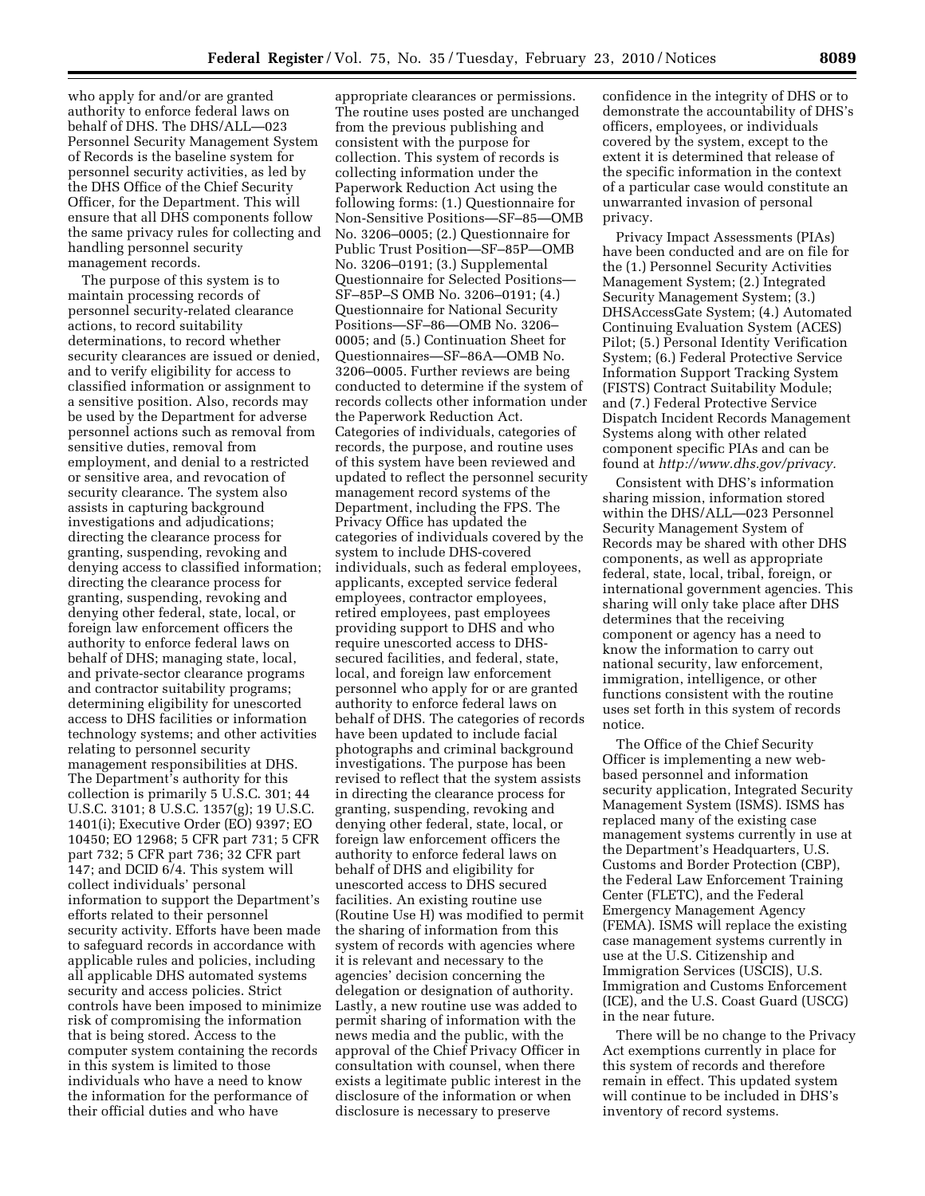who apply for and/or are granted authority to enforce federal laws on behalf of DHS. The DHS/ALL—023 Personnel Security Management System of Records is the baseline system for personnel security activities, as led by the DHS Office of the Chief Security Officer, for the Department. This will ensure that all DHS components follow the same privacy rules for collecting and handling personnel security management records.

The purpose of this system is to maintain processing records of personnel security-related clearance actions, to record suitability determinations, to record whether security clearances are issued or denied, and to verify eligibility for access to classified information or assignment to a sensitive position. Also, records may be used by the Department for adverse personnel actions such as removal from sensitive duties, removal from employment, and denial to a restricted or sensitive area, and revocation of security clearance. The system also assists in capturing background investigations and adjudications; directing the clearance process for granting, suspending, revoking and denying access to classified information; directing the clearance process for granting, suspending, revoking and denying other federal, state, local, or foreign law enforcement officers the authority to enforce federal laws on behalf of DHS; managing state, local, and private-sector clearance programs and contractor suitability programs; determining eligibility for unescorted access to DHS facilities or information technology systems; and other activities relating to personnel security management responsibilities at DHS. The Department's authority for this collection is primarily 5 U.S.C. 301; 44 U.S.C. 3101; 8 U.S.C. 1357(g); 19 U.S.C. 1401(i); Executive Order (EO) 9397; EO 10450; EO 12968; 5 CFR part 731; 5 CFR part 732; 5 CFR part 736; 32 CFR part 147; and DCID 6/4. This system will collect individuals' personal information to support the Department's efforts related to their personnel security activity. Efforts have been made to safeguard records in accordance with applicable rules and policies, including all applicable DHS automated systems security and access policies. Strict controls have been imposed to minimize risk of compromising the information that is being stored. Access to the computer system containing the records in this system is limited to those individuals who have a need to know the information for the performance of their official duties and who have appropriate clearances or permissions. The routine uses posted are unchanged from the previous publishing and consistent with the purpose for collection. This system of records is collecting information under the Paperwork Reduction Act using the following forms: (1.) Questionnaire for Non-Sensitive Positions—SF–85—OMB No. 3206–0005; (2.) Questionnaire for Public Trust Position—SF–85P—OMB No. 3206–0191; (3.) Supplemental Questionnaire for Selected Positions—SF–85P–S OMB No. 3206–0191; (4.) Questionnaire for National Security Positions—SF–86—OMB No. 3206–0005; and (5.) Continuation Sheet for Questionnaires—SF–86A—OMB No. 3206–0005. Further reviews are being conducted to determine if the system of records collects other information under the Paperwork Reduction Act. Categories of individuals, categories of records, the purpose, and routine uses of this system have been reviewed and updated to reflect the personnel security management record systems of the Department, including the FPS. The Privacy Office has updated the categories of individuals covered by the system to include DHS-covered individuals, such as federal employees, applicants, excepted service federal employees, contractor employees, retired employees, past employees providing support to DHS and who require unescorted access to DHS-secured facilities, and federal, state, local, and foreign law enforcement personnel who apply for or are granted authority to enforce federal laws on behalf of DHS. The categories of records have been updated to include facial photographs and criminal background investigations. The purpose has been revised to reflect that the system assists in directing the clearance process for granting, suspending, revoking and denying other federal, state, local, or foreign law enforcement officers the authority to enforce federal laws on behalf of DHS and eligibility for unescorted access to DHS secured facilities. An existing routine use (Routine Use H) was modified to permit the sharing of information from this system of records with agencies where it is relevant and necessary to the agencies' decision concerning the delegation or designation of authority. Lastly, a new routine use was added to permit sharing of information with the news media and the public, with the approval of the Chief Privacy Officer in consultation with counsel, when there exists a legitimate public interest in the disclosure of the information or when disclosure is necessary to preserve confidence in the integrity of DHS or to demonstrate the accountability of DHS's officers, employees, or individuals covered by the system, except to the extent it is determined that release of the specific information in the context of a particular case would constitute an unwarranted invasion of personal privacy.

Privacy Impact Assessments (PIAs) have been conducted and are on file for the (1.) Personnel Security Activities Management System; (2.) Integrated Security Management System; (3.) DHSAccessGate System; (4.) Automated Continuing Evaluation System (ACES) Pilot; (5.) Personal Identity Verification System; (6.) Federal Protective Service Information Support Tracking System (FISTS) Contract Suitability Module; and (7.) Federal Protective Service Dispatch Incident Records Management Systems along with other related component specific PIAs and can be found at *http://www.dhs.gov/privacy*.

Consistent with DHS's information sharing mission, information stored within the DHS/ALL—023 Personnel Security Management System of Records may be shared with other DHS components, as well as appropriate federal, state, local, tribal, foreign, or international government agencies. This sharing will only take place after DHS determines that the receiving component or agency has a need to know the information to carry out national security, law enforcement, immigration, intelligence, or other functions consistent with the routine uses set forth in this system of records notice.

The Office of the Chief Security Officer is implementing a new web-based personnel and information security application, Integrated Security Management System (ISMS). ISMS has replaced many of the existing case management systems currently in use at the Department's Headquarters, U.S. Customs and Border Protection (CBP), the Federal Law Enforcement Training Center (FLETC), and the Federal Emergency Management Agency (FEMA). ISMS will replace the existing case management systems currently in use at the U.S. Citizenship and Immigration Services (USCIS), U.S. Immigration and Customs Enforcement (ICE), and the U.S. Coast Guard (USCG) in the near future.

There will be no change to the Privacy Act exemptions currently in place for this system of records and therefore remain in effect. This updated system will continue to be included in DHS's inventory of record systems.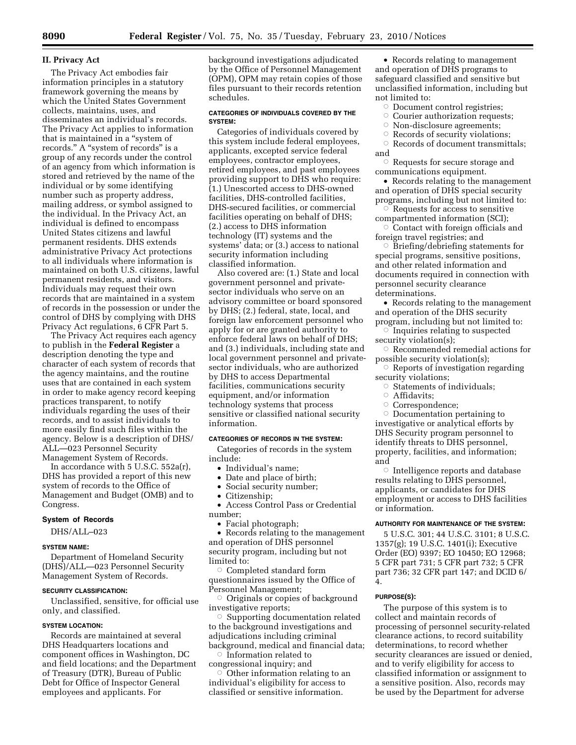## II. Privacy Act

The Privacy Act embodies fair information principles in a statutory framework governing the means by which the United States Government collects, maintains, uses, and disseminates an individual's records. The Privacy Act applies to information that is maintained in a "system of records." A "system of records" is a group of any records under the control of an agency from which information is stored and retrieved by the name of the individual or by some identifying number such as property address, mailing address, or symbol assigned to the individual. In the Privacy Act, an individual is defined to encompass United States citizens and lawful permanent residents. DHS extends administrative Privacy Act protections to all individuals where information is maintained on both U.S. citizens, lawful permanent residents, and visitors. Individuals may request their own records that are maintained in a system of records in the possession or under the control of DHS by complying with DHS Privacy Act regulations, 6 CFR Part 5.

The Privacy Act requires each agency to publish in the **Federal Register** a description denoting the type and character of each system of records that the agency maintains, and the routine uses that are contained in each system in order to make agency record keeping practices transparent, to notify individuals regarding the uses of their records, and to assist individuals to more easily find such files within the agency. Below is a description of DHS/ALL—023 Personnel Security Management System of Records.

In accordance with 5 U.S.C. 552a(r), DHS has provided a report of this new system of records to the Office of Management and Budget (OMB) and to Congress.

### System of Records

DHS/ALL–023

#### SYSTEM NAME:

Department of Homeland Security (DHS)/ALL—023 Personnel Security Management System of Records.

#### SECURITY CLASSIFICATION:

Unclassified, sensitive, for official use only, and classified.

#### SYSTEM LOCATION:

Records are maintained at several DHS Headquarters locations and component offices in Washington, DC and field locations; and the Department of Treasury (DTR), Bureau of Public Debt for Office of Inspector General employees and applicants. For background investigations adjudicated by the Office of Personnel Management (OPM), OPM may retain copies of those files pursuant to their records retention schedules.

#### CATEGORIES OF INDIVIDUALS COVERED BY THE SYSTEM:

Categories of individuals covered by this system include federal employees, applicants, excepted service federal employees, contractor employees, retired employees, and past employees providing support to DHS who require: (1.) Unescorted access to DHS-owned facilities, DHS-controlled facilities, DHS-secured facilities, or commercial facilities operating on behalf of DHS; (2.) access to DHS information technology (IT) systems and the systems' data; or (3.) access to national security information including classified information.

Also covered are: (1.) State and local government personnel and private-sector individuals who serve on an advisory committee or board sponsored by DHS; (2.) federal, state, local, and foreign law enforcement personnel who apply for or are granted authority to enforce federal laws on behalf of DHS; and (3.) individuals, including state and local government personnel and private-sector individuals, who are authorized by DHS to access Departmental facilities, communications security equipment, and/or information technology systems that process sensitive or classified national security information.

#### CATEGORIES OF RECORDS IN THE SYSTEM:

Categories of records in the system include:

- Individual's name;
- Date and place of birth;
- Social security number;
- Citizenship;
- Access Control Pass or Credential number;
- Facial photograph;
- Records relating to the management and operation of DHS personnel security program, including but not limited to:
  - Completed standard form questionnaires issued by the Office of Personnel Management;
  - Originals or copies of background investigative reports;
  - Supporting documentation related to the background investigations and adjudications including criminal background, medical and financial data;
  - Information related to congressional inquiry; and
  - Other information relating to an individual's eligibility for access to classified or sensitive information.
- Records relating to management and operation of DHS programs to safeguard classified and sensitive but unclassified information, including but not limited to:
  - Document control registries;
  - Courier authorization requests;
  - Non-disclosure agreements;
  - Records of security violations;
  - Records of document transmittals; and
  - Requests for secure storage and communications equipment.
- Records relating to the management and operation of DHS special security programs, including but not limited to:
  - Requests for access to sensitive compartmented information (SCI);
  - Contact with foreign officials and foreign travel registries; and
  - Briefing/debriefing statements for special programs, sensitive positions, and other related information and documents required in connection with personnel security clearance determinations.
- Records relating to the management and operation of the DHS security program, including but not limited to:
  - Inquiries relating to suspected security violation(s);
  - Recommended remedial actions for possible security violation(s);
  - Reports of investigation regarding security violations;
  - Statements of individuals;
  - Affidavits;
  - Correspondence;
  - Documentation pertaining to investigative or analytical efforts by DHS Security program personnel to identify threats to DHS personnel, property, facilities, and information; and
  - Intelligence reports and database results relating to DHS personnel, applicants, or candidates for DHS employment or access to DHS facilities or information.

#### AUTHORITY FOR MAINTENANCE OF THE SYSTEM:

5 U.S.C. 301; 44 U.S.C. 3101; 8 U.S.C. 1357(g); 19 U.S.C. 1401(i); Executive Order (EO) 9397; EO 10450; EO 12968; 5 CFR part 731; 5 CFR part 732; 5 CFR part 736; 32 CFR part 147; and DCID 6/4.

#### PURPOSE(S):

The purpose of this system is to collect and maintain records of processing of personnel security-related clearance actions, to record suitability determinations, to record whether security clearances are issued or denied, and to verify eligibility for access to classified information or assignment to a sensitive position. Also, records may be used by the Department for adverse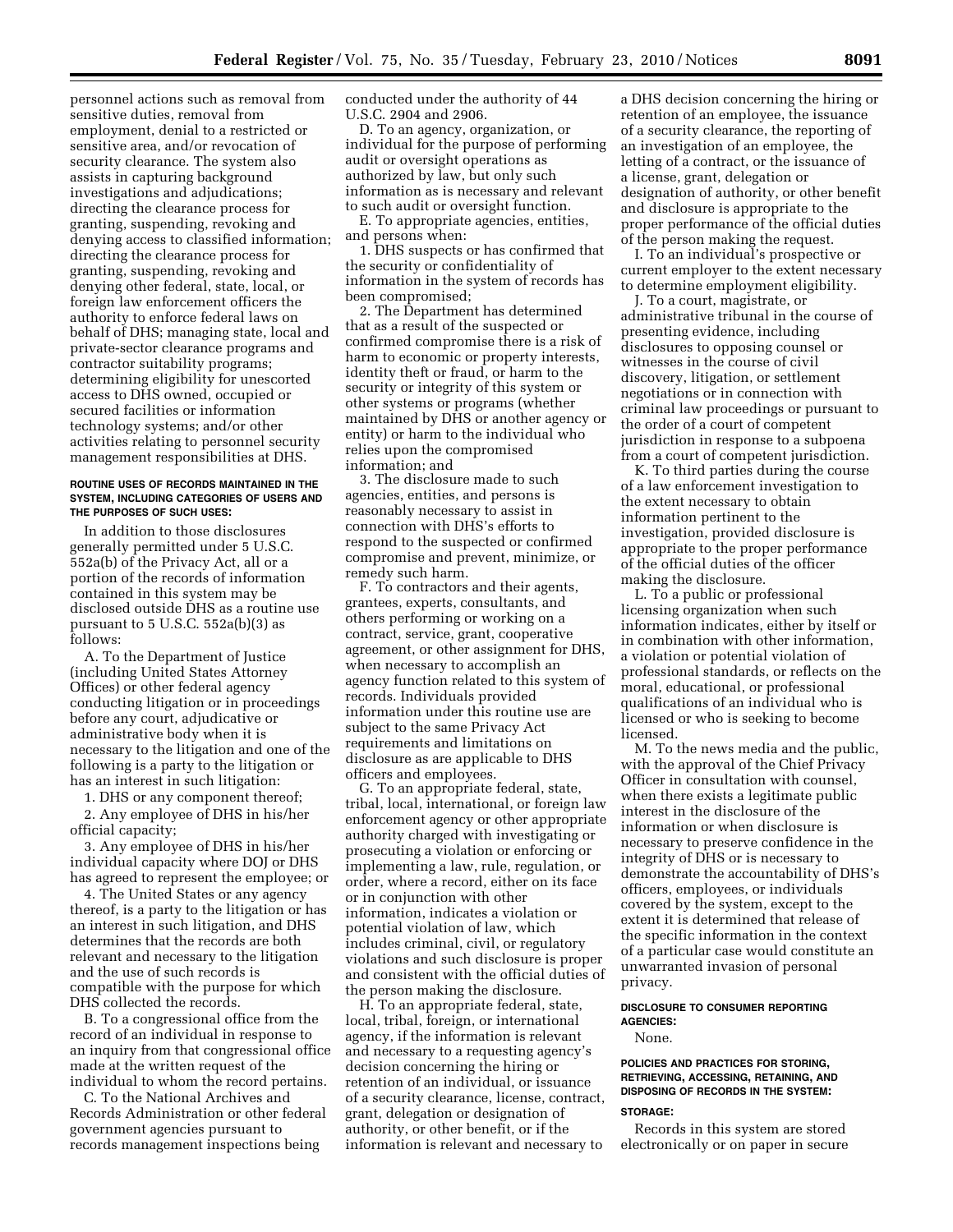personnel actions such as removal from sensitive duties, removal from employment, denial to a restricted or sensitive area, and/or revocation of security clearance. The system also assists in capturing background investigations and adjudications; directing the clearance process for granting, suspending, revoking and denying access to classified information; directing the clearance process for granting, suspending, revoking and denying other federal, state, local, or foreign law enforcement officers the authority to enforce federal laws on behalf of DHS; managing state, local and private-sector clearance programs and contractor suitability programs; determining eligibility for unescorted access to DHS owned, occupied or secured facilities or information technology systems; and/or other activities relating to personnel security management responsibilities at DHS.

#### ROUTINE USES OF RECORDS MAINTAINED IN THE SYSTEM, INCLUDING CATEGORIES OF USERS AND THE PURPOSES OF SUCH USES:

In addition to those disclosures generally permitted under 5 U.S.C. 552a(b) of the Privacy Act, all or a portion of the records of information contained in this system may be disclosed outside DHS as a routine use pursuant to 5 U.S.C. 552a(b)(3) as follows:

A. To the Department of Justice (including United States Attorney Offices) or other federal agency conducting litigation or in proceedings before any court, adjudicative or administrative body when it is necessary to the litigation and one of the following is a party to the litigation or has an interest in such litigation:

1. DHS or any component thereof;

2. Any employee of DHS in his/her official capacity;

3. Any employee of DHS in his/her individual capacity where DOJ or DHS has agreed to represent the employee; or

4. The United States or any agency thereof, is a party to the litigation or has an interest in such litigation, and DHS determines that the records are both relevant and necessary to the litigation and the use of such records is compatible with the purpose for which DHS collected the records.

B. To a congressional office from the record of an individual in response to an inquiry from that congressional office made at the written request of the individual to whom the record pertains.

C. To the National Archives and Records Administration or other federal government agencies pursuant to records management inspections being conducted under the authority of 44 U.S.C. 2904 and 2906.

D. To an agency, organization, or individual for the purpose of performing audit or oversight operations as authorized by law, but only such information as is necessary and relevant to such audit or oversight function.

E. To appropriate agencies, entities, and persons when:

1. DHS suspects or has confirmed that the security or confidentiality of information in the system of records has been compromised;

2. The Department has determined that as a result of the suspected or confirmed compromise there is a risk of harm to economic or property interests, identity theft or fraud, or harm to the security or integrity of this system or other systems or programs (whether maintained by DHS or another agency or entity) or harm to the individual who relies upon the compromised information; and

3. The disclosure made to such agencies, entities, and persons is reasonably necessary to assist in connection with DHS's efforts to respond to the suspected or confirmed compromise and prevent, minimize, or remedy such harm.

F. To contractors and their agents, grantees, experts, consultants, and others performing or working on a contract, service, grant, cooperative agreement, or other assignment for DHS, when necessary to accomplish an agency function related to this system of records. Individuals provided information under this routine use are subject to the same Privacy Act requirements and limitations on disclosure as are applicable to DHS officers and employees.

G. To an appropriate federal, state, tribal, local, international, or foreign law enforcement agency or other appropriate authority charged with investigating or prosecuting a violation or enforcing or implementing a law, rule, regulation, or order, where a record, either on its face or in conjunction with other information, indicates a violation or potential violation of law, which includes criminal, civil, or regulatory violations and such disclosure is proper and consistent with the official duties of the person making the disclosure.

H. To an appropriate federal, state, local, tribal, foreign, or international agency, if the information is relevant and necessary to a requesting agency's decision concerning the hiring or retention of an individual, or issuance of a security clearance, license, contract, grant, delegation or designation of authority, or other benefit, or if the information is relevant and necessary to a DHS decision concerning the hiring or retention of an employee, the issuance of a security clearance, the reporting of an investigation of an employee, the letting of a contract, or the issuance of a license, grant, delegation or designation of authority, or other benefit and disclosure is appropriate to the proper performance of the official duties of the person making the request.

I. To an individual's prospective or current employer to the extent necessary to determine employment eligibility.

J. To a court, magistrate, or administrative tribunal in the course of presenting evidence, including disclosures to opposing counsel or witnesses in the course of civil discovery, litigation, or settlement negotiations or in connection with criminal law proceedings or pursuant to the order of a court of competent jurisdiction in response to a subpoena from a court of competent jurisdiction.

K. To third parties during the course of a law enforcement investigation to the extent necessary to obtain information pertinent to the investigation, provided disclosure is appropriate to the proper performance of the official duties of the officer making the disclosure.

L. To a public or professional licensing organization when such information indicates, either by itself or in combination with other information, a violation or potential violation of professional standards, or reflects on the moral, educational, or professional qualifications of an individual who is licensed or who is seeking to become licensed.

M. To the news media and the public, with the approval of the Chief Privacy Officer in consultation with counsel, when there exists a legitimate public interest in the disclosure of the information or when disclosure is necessary to preserve confidence in the integrity of DHS or is necessary to demonstrate the accountability of DHS's officers, employees, or individuals covered by the system, except to the extent it is determined that release of the specific information in the context of a particular case would constitute an unwarranted invasion of personal privacy.

#### DISCLOSURE TO CONSUMER REPORTING AGENCIES:

None.

#### POLICIES AND PRACTICES FOR STORING, RETRIEVING, ACCESSING, RETAINING, AND DISPOSING OF RECORDS IN THE SYSTEM:

#### STORAGE:

Records in this system are stored electronically or on paper in secure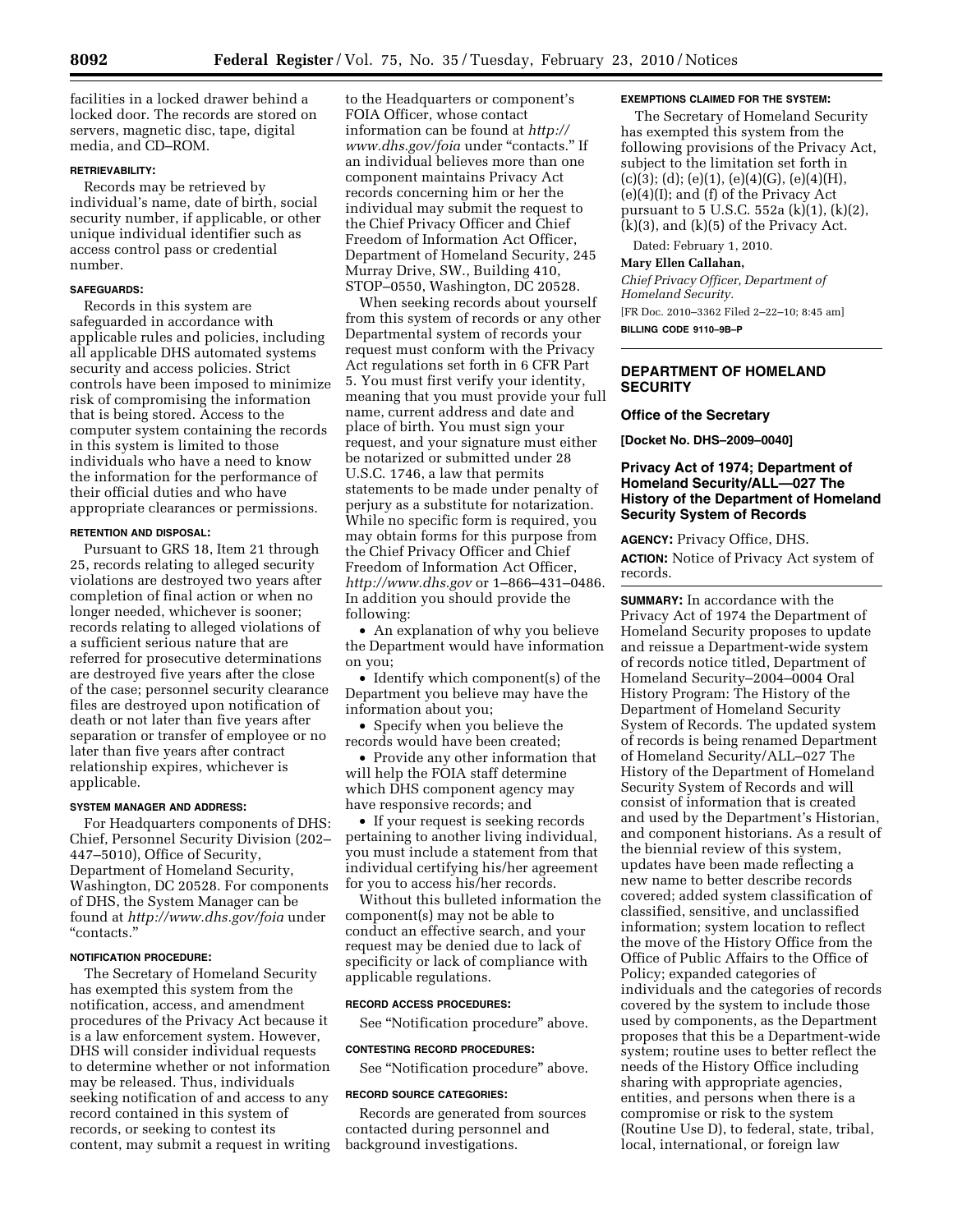facilities in a locked drawer behind a locked door. The records are stored on servers, magnetic disc, tape, digital media, and CD–ROM.

#### RETRIEVABILITY:

Records may be retrieved by individual's name, date of birth, social security number, if applicable, or other unique individual identifier such as access control pass or credential number.

#### SAFEGUARDS:

Records in this system are safeguarded in accordance with applicable rules and policies, including all applicable DHS automated systems security and access policies. Strict controls have been imposed to minimize risk of compromising the information that is being stored. Access to the computer system containing the records in this system is limited to those individuals who have a need to know the information for the performance of their official duties and who have appropriate clearances or permissions.

#### RETENTION AND DISPOSAL:

Pursuant to GRS 18, Item 21 through 25, records relating to alleged security violations are destroyed two years after completion of final action or when no longer needed, whichever is sooner; records relating to alleged violations of a sufficient serious nature that are referred for prosecutive determinations are destroyed five years after the close of the case; personnel security clearance files are destroyed upon notification of death or not later than five years after separation or transfer of employee or no later than five years after contract relationship expires, whichever is applicable.

#### SYSTEM MANAGER AND ADDRESS:

For Headquarters components of DHS: Chief, Personnel Security Division (202–447–5010), Office of Security, Department of Homeland Security, Washington, DC 20528. For components of DHS, the System Manager can be found at *http://www.dhs.gov/foia* under "contacts."

#### NOTIFICATION PROCEDURE:

The Secretary of Homeland Security has exempted this system from the notification, access, and amendment procedures of the Privacy Act because it is a law enforcement system. However, DHS will consider individual requests to determine whether or not information may be released. Thus, individuals seeking notification of and access to any record contained in this system of records, or seeking to contest its content, may submit a request in writing to the Headquarters or component's FOIA Officer, whose contact information can be found at *http://www.dhs.gov/foia* under "contacts." If an individual believes more than one component maintains Privacy Act records concerning him or her the individual may submit the request to the Chief Privacy Officer and Chief Freedom of Information Act Officer, Department of Homeland Security, 245 Murray Drive, SW., Building 410, STOP–0550, Washington, DC 20528.

When seeking records about yourself from this system of records or any other Departmental system of records your request must conform with the Privacy Act regulations set forth in 6 CFR Part 5. You must first verify your identity, meaning that you must provide your full name, current address and date and place of birth. You must sign your request, and your signature must either be notarized or submitted under 28 U.S.C. 1746, a law that permits statements to be made under penalty of perjury as a substitute for notarization. While no specific form is required, you may obtain forms for this purpose from the Chief Privacy Officer and Chief Freedom of Information Act Officer, *http://www.dhs.gov* or 1–866–431–0486. In addition you should provide the following:

- An explanation of why you believe the Department would have information on you;
- Identify which component(s) of the Department you believe may have the information about you;
- Specify when you believe the records would have been created;
- Provide any other information that will help the FOIA staff determine which DHS component agency may have responsive records; and
- If your request is seeking records pertaining to another living individual, you must include a statement from that individual certifying his/her agreement for you to access his/her records.

Without this bulleted information the component(s) may not be able to conduct an effective search, and your request may be denied due to lack of specificity or lack of compliance with applicable regulations.

#### RECORD ACCESS PROCEDURES:

See "Notification procedure" above.

#### CONTESTING RECORD PROCEDURES:

See "Notification procedure" above.

#### RECORD SOURCE CATEGORIES:

Records are generated from sources contacted during personnel and background investigations.

#### EXEMPTIONS CLAIMED FOR THE SYSTEM:

The Secretary of Homeland Security has exempted this system from the following provisions of the Privacy Act, subject to the limitation set forth in (c)(3); (d); (e)(1), (e)(4)(G), (e)(4)(H), (e)(4)(I); and (f) of the Privacy Act pursuant to 5 U.S.C. 552a (k)(1), (k)(2), (k)(3), and (k)(5) of the Privacy Act.

Dated: February 1, 2010.

**Mary Ellen Callahan,**

*Chief Privacy Officer, Department of Homeland Security.*

[FR Doc. 2010–3362 Filed 2–22–10; 8:45 am]

**BILLING CODE 9110–9B–P**

---

## DEPARTMENT OF HOMELAND SECURITY

### Office of the Secretary

**[Docket No. DHS–2009–0040]**

### Privacy Act of 1974; Department of Homeland Security/ALL—027 The History of the Department of Homeland Security System of Records

**AGENCY:** Privacy Office, DHS.

**ACTION:** Notice of Privacy Act system of records.

**SUMMARY:** In accordance with the Privacy Act of 1974 the Department of Homeland Security proposes to update and reissue a Department-wide system of records notice titled, Department of Homeland Security–2004–0004 Oral History Program: The History of the Department of Homeland Security System of Records. The updated system of records is being renamed Department of Homeland Security/ALL–027 The History of the Department of Homeland Security System of Records and will consist of information that is created and used by the Department's Historian, and component historians. As a result of the biennial review of this system, updates have been made reflecting a new name to better describe records covered; added system classification of classified, sensitive, and unclassified information; system location to reflect the move of the History Office from the Office of Public Affairs to the Office of Policy; expanded categories of individuals and the categories of records covered by the system to include those used by components, as the Department proposes that this be a Department-wide system; routine uses to better reflect the needs of the History Office including sharing with appropriate agencies, entities, and persons when there is a compromise or risk to the system (Routine Use D), to federal, state, tribal, local, international, or foreign law